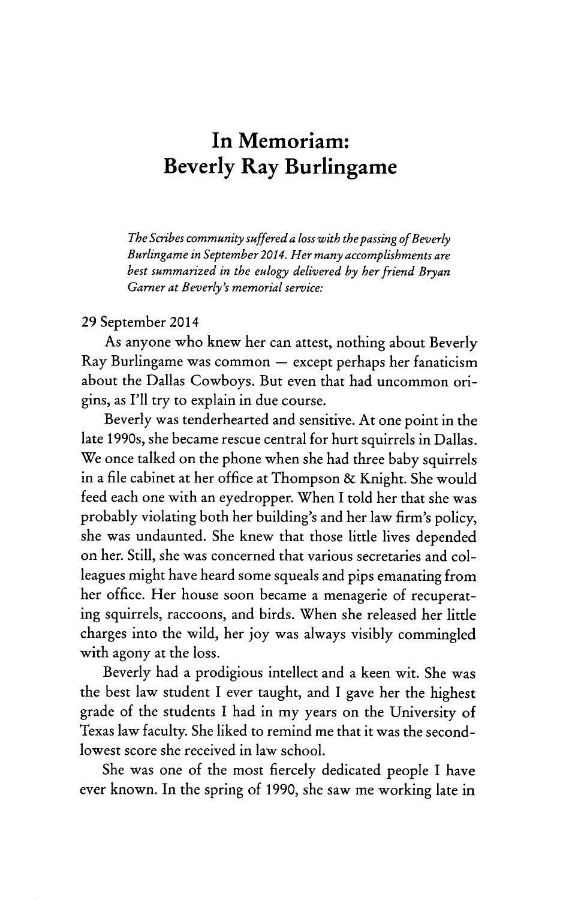# In Memoriam: Beverly Ray Burlingame

*The Scribes community suffered a loss with the passing of Beverly Burlingame in September 2014. Her many accomplishments are best summarized in the eulogy delivered by her friend Bryan Garner at Beverly's memorial service:*

29 September 2014

As anyone who knew her can attest, nothing about Beverly Ray Burlingame was common — except perhaps her fanaticism about the Dallas Cowboys. But even that had uncommon origins, as I'll try to explain in due course.

Beverly was tenderhearted and sensitive. At one point in the late 1990s, she became rescue central for hurt squirrels in Dallas. We once talked on the phone when she had three baby squirrels in a file cabinet at her office at Thompson & Knight. She would feed each one with an eyedropper. When I told her that she was probably violating both her building's and her law firm's policy, she was undaunted. She knew that those little lives depended on her. Still, she was concerned that various secretaries and colleagues might have heard some squeals and pips emanating from her office. Her house soon became a menagerie of recuperating squirrels, raccoons, and birds. When she released her little charges into the wild, her joy was always visibly commingled with agony at the loss.

Beverly had a prodigious intellect and a keen wit. She was the best law student I ever taught, and I gave her the highest grade of the students I had in my years on the University of Texas law faculty. She liked to remind me that it was the second-lowest score she received in law school.

She was one of the most fiercely dedicated people I have ever known. In the spring of 1990, she saw me working late in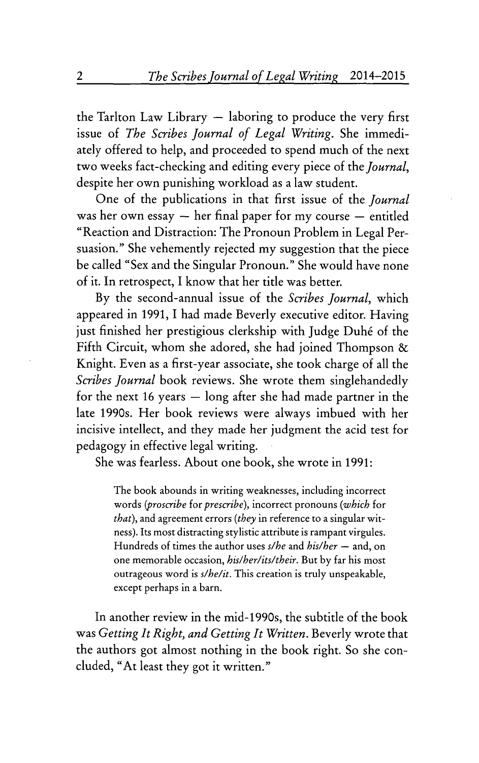the Tarlton Law Library — laboring to produce the very first issue of *The Scribes Journal of Legal Writing*. She immediately offered to help, and proceeded to spend much of the next two weeks fact-checking and editing every piece of the *Journal*, despite her own punishing workload as a law student.

One of the publications in that first issue of the *Journal* was her own essay — her final paper for my course — entitled "Reaction and Distraction: The Pronoun Problem in Legal Persuasion." She vehemently rejected my suggestion that the piece be called "Sex and the Singular Pronoun." She would have none of it. In retrospect, I know that her title was better.

By the second-annual issue of the *Scribes Journal*, which appeared in 1991, I had made Beverly executive editor. Having just finished her prestigious clerkship with Judge Duhé of the Fifth Circuit, whom she adored, she had joined Thompson & Knight. Even as a first-year associate, she took charge of all the *Scribes Journal* book reviews. She wrote them singlehandedly for the next 16 years — long after she had made partner in the late 1990s. Her book reviews were always imbued with her incisive intellect, and they made her judgment the acid test for pedagogy in effective legal writing.

She was fearless. About one book, she wrote in 1991:

> The book abounds in writing weaknesses, including incorrect words (*proscribe* for *prescribe*), incorrect pronouns (*which* for *that*), and agreement errors (*they* in reference to a singular witness). Its most distracting stylistic attribute is rampant virgules. Hundreds of times the author uses *s/he* and *his/her* — and, on one memorable occasion, *his/her/its/their*. But by far his most outrageous word is *s/he/it*. This creation is truly unspeakable, except perhaps in a barn.

In another review in the mid-1990s, the subtitle of the book was *Getting It Right, and Getting It Written*. Beverly wrote that the authors got almost nothing in the book right. So she concluded, "At least they got it written."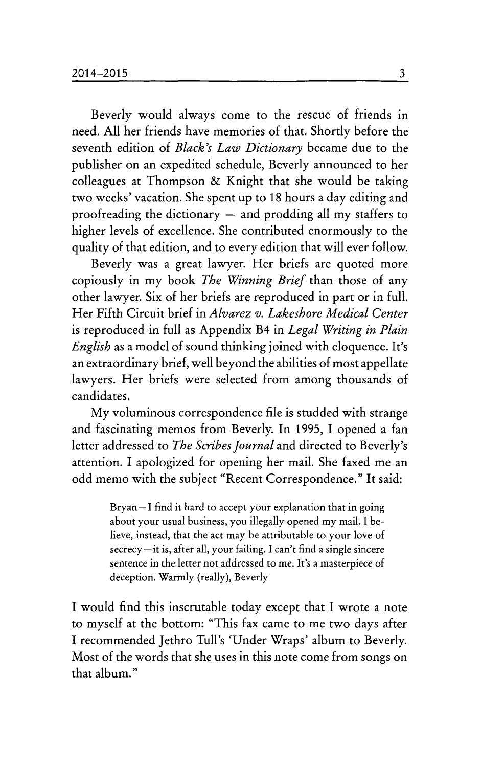Beverly would always come to the rescue of friends in need. All her friends have memories of that. Shortly before the seventh edition of *Black's Law Dictionary* became due to the publisher on an expedited schedule, Beverly announced to her colleagues at Thompson & Knight that she would be taking two weeks' vacation. She spent up to 18 hours a day editing and proofreading the dictionary — and prodding all my staffers to higher levels of excellence. She contributed enormously to the quality of that edition, and to every edition that will ever follow.

Beverly was a great lawyer. Her briefs are quoted more copiously in my book *The Winning Brief* than those of any other lawyer. Six of her briefs are reproduced in part or in full. Her Fifth Circuit brief in *Alvarez v. Lakeshore Medical Center* is reproduced in full as Appendix B4 in *Legal Writing in Plain English* as a model of sound thinking joined with eloquence. It's an extraordinary brief, well beyond the abilities of most appellate lawyers. Her briefs were selected from among thousands of candidates.

My voluminous correspondence file is studded with strange and fascinating memos from Beverly. In 1995, I opened a fan letter addressed to *The Scribes Journal* and directed to Beverly's attention. I apologized for opening her mail. She faxed me an odd memo with the subject "Recent Correspondence." It said:

> Bryan—I find it hard to accept your explanation that in going about your usual business, you illegally opened my mail. I believe, instead, that the act may be attributable to your love of secrecy—it is, after all, your failing. I can't find a single sincere sentence in the letter not addressed to me. It's a masterpiece of deception. Warmly (really), Beverly

I would find this inscrutable today except that I wrote a note to myself at the bottom: "This fax came to me two days after I recommended Jethro Tull's 'Under Wraps' album to Beverly. Most of the words that she uses in this note come from songs on that album."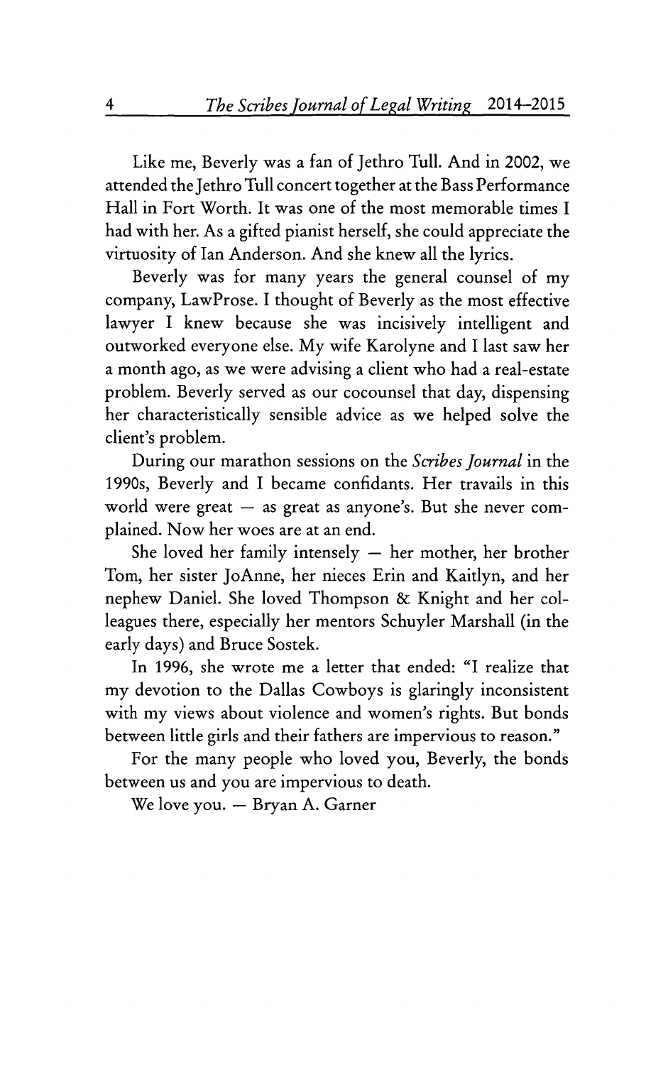Like me, Beverly was a fan of Jethro Tull. And in 2002, we attended the Jethro Tull concert together at the Bass Performance Hall in Fort Worth. It was one of the most memorable times I had with her. As a gifted pianist herself, she could appreciate the virtuosity of Ian Anderson. And she knew all the lyrics.

Beverly was for many years the general counsel of my company, LawProse. I thought of Beverly as the most effective lawyer I knew because she was incisively intelligent and outworked everyone else. My wife Karolyne and I last saw her a month ago, as we were advising a client who had a real-estate problem. Beverly served as our cocounsel that day, dispensing her characteristically sensible advice as we helped solve the client's problem.

During our marathon sessions on the *Scribes Journal* in the 1990s, Beverly and I became confidants. Her travails in this world were great — as great as anyone's. But she never complained. Now her woes are at an end.

She loved her family intensely — her mother, her brother Tom, her sister JoAnne, her nieces Erin and Kaitlyn, and her nephew Daniel. She loved Thompson & Knight and her colleagues there, especially her mentors Schuyler Marshall (in the early days) and Bruce Sostek.

In 1996, she wrote me a letter that ended: "I realize that my devotion to the Dallas Cowboys is glaringly inconsistent with my views about violence and women's rights. But bonds between little girls and their fathers are impervious to reason."

For the many people who loved you, Beverly, the bonds between us and you are impervious to death.

We love you. — Bryan A. Garner